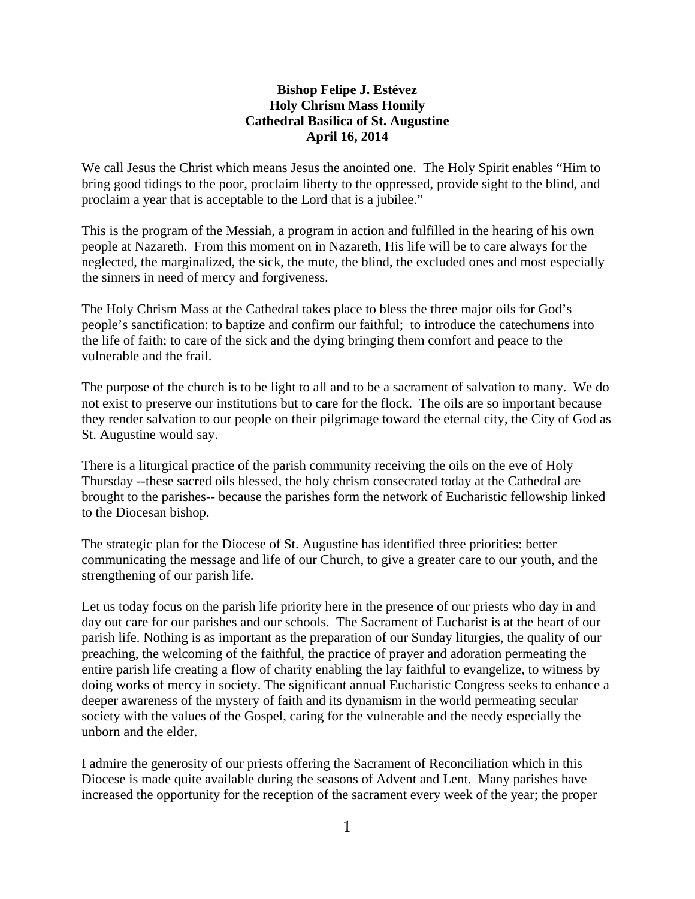**Bishop Felipe J. Estévez**
**Holy Chrism Mass Homily**
**Cathedral Basilica of St. Augustine**
**April 16, 2014**

We call Jesus the Christ which means Jesus the anointed one. The Holy Spirit enables "Him to bring good tidings to the poor, proclaim liberty to the oppressed, provide sight to the blind, and proclaim a year that is acceptable to the Lord that is a jubilee."

This is the program of the Messiah, a program in action and fulfilled in the hearing of his own people at Nazareth. From this moment on in Nazareth, His life will be to care always for the neglected, the marginalized, the sick, the mute, the blind, the excluded ones and most especially the sinners in need of mercy and forgiveness.

The Holy Chrism Mass at the Cathedral takes place to bless the three major oils for God's people's sanctification: to baptize and confirm our faithful; to introduce the catechumens into the life of faith; to care of the sick and the dying bringing them comfort and peace to the vulnerable and the frail.

The purpose of the church is to be light to all and to be a sacrament of salvation to many. We do not exist to preserve our institutions but to care for the flock. The oils are so important because they render salvation to our people on their pilgrimage toward the eternal city, the City of God as St. Augustine would say.

There is a liturgical practice of the parish community receiving the oils on the eve of Holy Thursday --these sacred oils blessed, the holy chrism consecrated today at the Cathedral are brought to the parishes-- because the parishes form the network of Eucharistic fellowship linked to the Diocesan bishop.

The strategic plan for the Diocese of St. Augustine has identified three priorities: better communicating the message and life of our Church, to give a greater care to our youth, and the strengthening of our parish life.

Let us today focus on the parish life priority here in the presence of our priests who day in and day out care for our parishes and our schools. The Sacrament of Eucharist is at the heart of our parish life. Nothing is as important as the preparation of our Sunday liturgies, the quality of our preaching, the welcoming of the faithful, the practice of prayer and adoration permeating the entire parish life creating a flow of charity enabling the lay faithful to evangelize, to witness by doing works of mercy in society. The significant annual Eucharistic Congress seeks to enhance a deeper awareness of the mystery of faith and its dynamism in the world permeating secular society with the values of the Gospel, caring for the vulnerable and the needy especially the unborn and the elder.

I admire the generosity of our priests offering the Sacrament of Reconciliation which in this Diocese is made quite available during the seasons of Advent and Lent. Many parishes have increased the opportunity for the reception of the sacrament every week of the year; the proper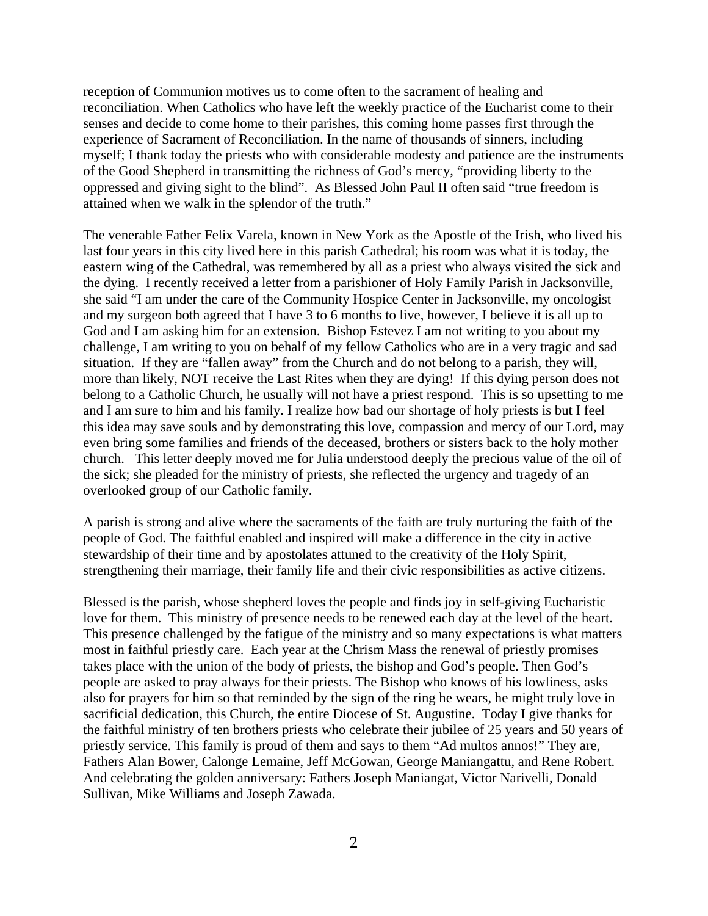reception of Communion motives us to come often to the sacrament of healing and reconciliation. When Catholics who have left the weekly practice of the Eucharist come to their senses and decide to come home to their parishes, this coming home passes first through the experience of Sacrament of Reconciliation. In the name of thousands of sinners, including myself; I thank today the priests who with considerable modesty and patience are the instruments of the Good Shepherd in transmitting the richness of God's mercy, "providing liberty to the oppressed and giving sight to the blind". As Blessed John Paul II often said "true freedom is attained when we walk in the splendor of the truth."

The venerable Father Felix Varela, known in New York as the Apostle of the Irish, who lived his last four years in this city lived here in this parish Cathedral; his room was what it is today, the eastern wing of the Cathedral, was remembered by all as a priest who always visited the sick and the dying. I recently received a letter from a parishioner of Holy Family Parish in Jacksonville, she said "I am under the care of the Community Hospice Center in Jacksonville, my oncologist and my surgeon both agreed that I have 3 to 6 months to live, however, I believe it is all up to God and I am asking him for an extension. Bishop Estevez I am not writing to you about my challenge, I am writing to you on behalf of my fellow Catholics who are in a very tragic and sad situation. If they are "fallen away" from the Church and do not belong to a parish, they will, more than likely, NOT receive the Last Rites when they are dying! If this dying person does not belong to a Catholic Church, he usually will not have a priest respond. This is so upsetting to me and I am sure to him and his family. I realize how bad our shortage of holy priests is but I feel this idea may save souls and by demonstrating this love, compassion and mercy of our Lord, may even bring some families and friends of the deceased, brothers or sisters back to the holy mother church. This letter deeply moved me for Julia understood deeply the precious value of the oil of the sick; she pleaded for the ministry of priests, she reflected the urgency and tragedy of an overlooked group of our Catholic family.

A parish is strong and alive where the sacraments of the faith are truly nurturing the faith of the people of God. The faithful enabled and inspired will make a difference in the city in active stewardship of their time and by apostolates attuned to the creativity of the Holy Spirit, strengthening their marriage, their family life and their civic responsibilities as active citizens.

Blessed is the parish, whose shepherd loves the people and finds joy in self-giving Eucharistic love for them. This ministry of presence needs to be renewed each day at the level of the heart. This presence challenged by the fatigue of the ministry and so many expectations is what matters most in faithful priestly care. Each year at the Chrism Mass the renewal of priestly promises takes place with the union of the body of priests, the bishop and God's people. Then God's people are asked to pray always for their priests. The Bishop who knows of his lowliness, asks also for prayers for him so that reminded by the sign of the ring he wears, he might truly love in sacrificial dedication, this Church, the entire Diocese of St. Augustine. Today I give thanks for the faithful ministry of ten brothers priests who celebrate their jubilee of 25 years and 50 years of priestly service. This family is proud of them and says to them "Ad multos annos!" They are, Fathers Alan Bower, Calonge Lemaine, Jeff McGowan, George Maniangattu, and Rene Robert. And celebrating the golden anniversary: Fathers Joseph Maniangat, Victor Narivelli, Donald Sullivan, Mike Williams and Joseph Zawada.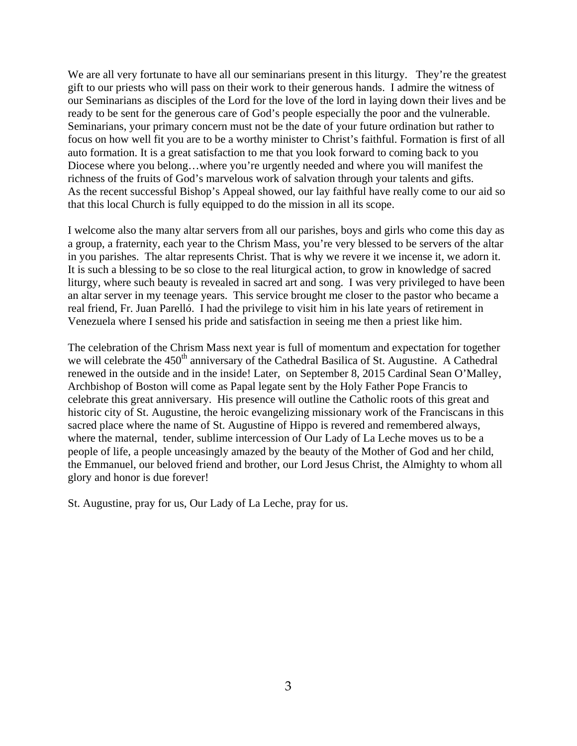We are all very fortunate to have all our seminarians present in this liturgy.   They're the greatest gift to our priests who will pass on their work to their generous hands.  I admire the witness of our Seminarians as disciples of the Lord for the love of the lord in laying down their lives and be ready to be sent for the generous care of God's people especially the poor and the vulnerable. Seminarians, your primary concern must not be the date of your future ordination but rather to focus on how well fit you are to be a worthy minister to Christ's faithful. Formation is first of all auto formation. It is a great satisfaction to me that you look forward to coming back to you Diocese where you belong…where you're urgently needed and where you will manifest the richness of the fruits of God's marvelous work of salvation through your talents and gifts. As the recent successful Bishop's Appeal showed, our lay faithful have really come to our aid so that this local Church is fully equipped to do the mission in all its scope.

I welcome also the many altar servers from all our parishes, boys and girls who come this day as a group, a fraternity, each year to the Chrism Mass, you're very blessed to be servers of the altar in you parishes.  The altar represents Christ. That is why we revere it we incense it, we adorn it. It is such a blessing to be so close to the real liturgical action, to grow in knowledge of sacred liturgy, where such beauty is revealed in sacred art and song.  I was very privileged to have been an altar server in my teenage years.  This service brought me closer to the pastor who became a real friend, Fr. Juan Parelló.  I had the privilege to visit him in his late years of retirement in Venezuela where I sensed his pride and satisfaction in seeing me then a priest like him.

The celebration of the Chrism Mass next year is full of momentum and expectation for together we will celebrate the 450th anniversary of the Cathedral Basilica of St. Augustine.  A Cathedral renewed in the outside and in the inside! Later,  on September 8, 2015 Cardinal Sean O'Malley, Archbishop of Boston will come as Papal legate sent by the Holy Father Pope Francis to celebrate this great anniversary.  His presence will outline the Catholic roots of this great and historic city of St. Augustine, the heroic evangelizing missionary work of the Franciscans in this sacred place where the name of St. Augustine of Hippo is revered and remembered always, where the maternal,  tender, sublime intercession of Our Lady of La Leche moves us to be a people of life, a people unceasingly amazed by the beauty of the Mother of God and her child, the Emmanuel, our beloved friend and brother, our Lord Jesus Christ, the Almighty to whom all glory and honor is due forever!

St. Augustine, pray for us, Our Lady of La Leche, pray for us.